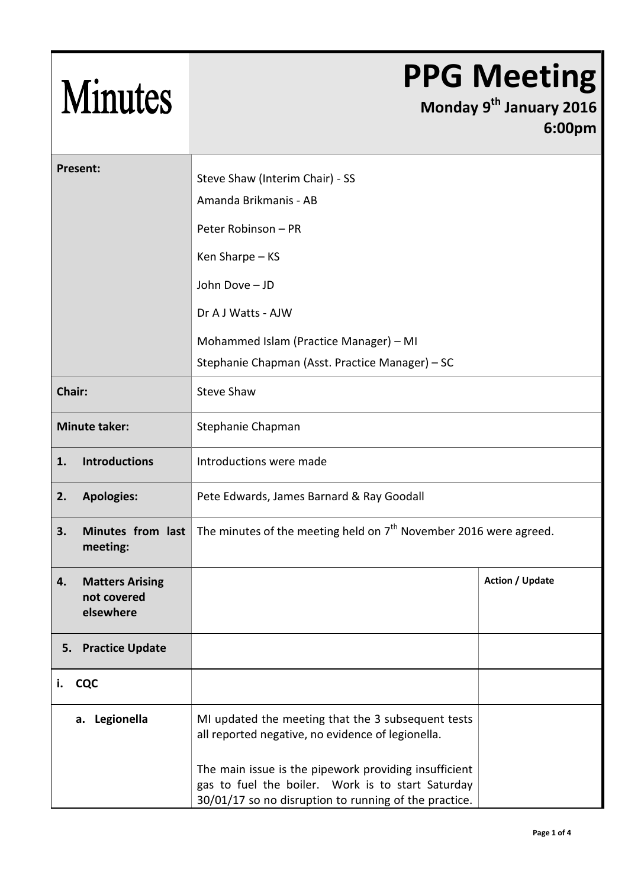# Minutes

# PPG Meeting

**Monday 9th January 2016**
**6:00pm**

| | | |
|---|---|---|
| **Present:** | Steve Shaw (Interim Chair) - SS<br>Amanda Brikmanis - AB<br>Peter Robinson – PR<br>Ken Sharpe – KS<br>John Dove – JD<br>Dr A J Watts - AJW<br>Mohammed Islam (Practice Manager) – MI<br>Stephanie Chapman (Asst. Practice Manager) – SC | |
| **Chair:** | Steve Shaw | |
| **Minute taker:** | Stephanie Chapman | |
| **1. Introductions** | Introductions were made | |
| **2. Apologies:** | Pete Edwards, James Barnard & Ray Goodall | |
| **3. Minutes from last meeting:** | The minutes of the meeting held on 7th November 2016 were agreed. | |
| **4. Matters Arising not covered elsewhere** | | **Action / Update** |
| **5. Practice Update** | | |
| **i. CQC** | | |
| **a. Legionella** | MI updated the meeting that the 3 subsequent tests all reported negative, no evidence of legionella.<br><br>The main issue is the pipework providing insufficient gas to fuel the boiler. Work is to start Saturday 30/01/17 so no disruption to running of the practice. | |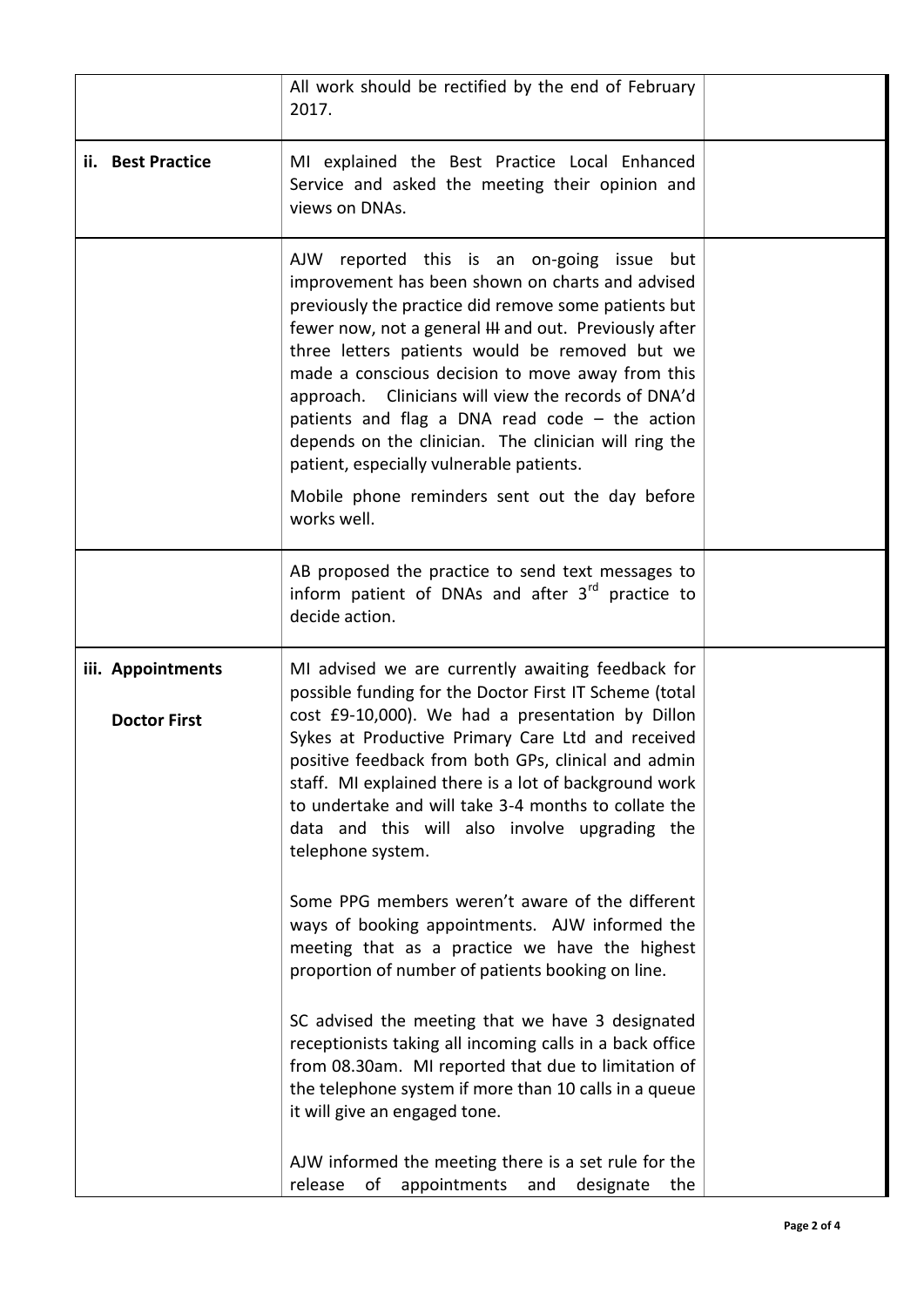| | | |
|---|---|---|
| | All work should be rectified by the end of February 2017. | |
| **ii. Best Practice** | MI explained the Best Practice Local Enhanced Service and asked the meeting their opinion and views on DNAs. | |
| | AJW reported this is an on-going issue but improvement has been shown on charts and advised previously the practice did remove some patients but fewer now, not a general III and out. Previously after three letters patients would be removed but we made a conscious decision to move away from this approach. Clinicians will view the records of DNA'd patients and flag a DNA read code – the action depends on the clinician. The clinician will ring the patient, especially vulnerable patients.<br><br>Mobile phone reminders sent out the day before works well. | |
| | AB proposed the practice to send text messages to inform patient of DNAs and after 3rd practice to decide action. | |
| **iii. Appointments**<br><br>**Doctor First** | MI advised we are currently awaiting feedback for possible funding for the Doctor First IT Scheme (total cost £9-10,000). We had a presentation by Dillon Sykes at Productive Primary Care Ltd and received positive feedback from both GPs, clinical and admin staff. MI explained there is a lot of background work to undertake and will take 3-4 months to collate the data and this will also involve upgrading the telephone system.<br><br>Some PPG members weren't aware of the different ways of booking appointments. AJW informed the meeting that as a practice we have the highest proportion of number of patients booking on line.<br><br>SC advised the meeting that we have 3 designated receptionists taking all incoming calls in a back office from 08.30am. MI reported that due to limitation of the telephone system if more than 10 calls in a queue it will give an engaged tone.<br><br>AJW informed the meeting there is a set rule for the release of appointments and designate the | |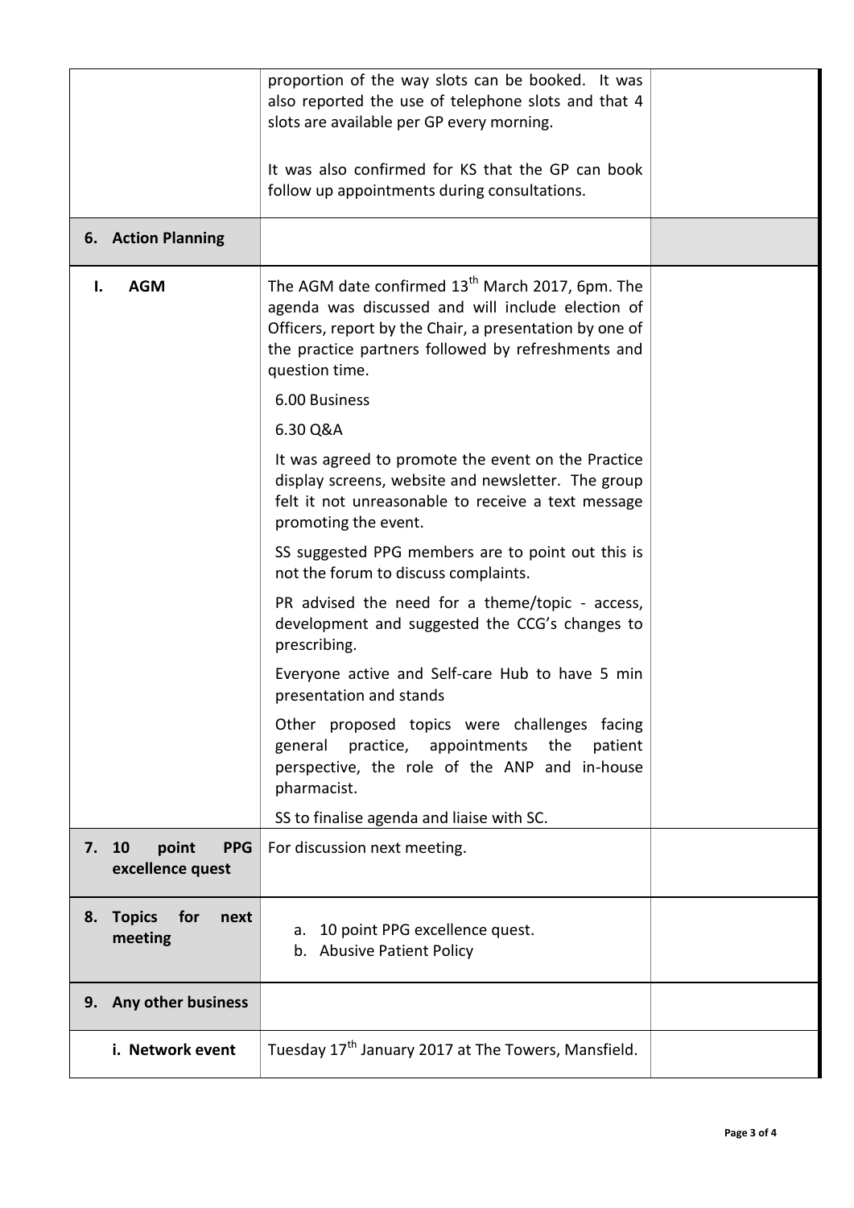| | | |
|---|---|---|
| | proportion of the way slots can be booked. It was also reported the use of telephone slots and that 4 slots are available per GP every morning.<br><br>It was also confirmed for KS that the GP can book follow up appointments during consultations. | |
| **6. Action Planning** | | |
| **I. AGM** | The AGM date confirmed 13th March 2017, 6pm. The agenda was discussed and will include election of Officers, report by the Chair, a presentation by one of the practice partners followed by refreshments and question time.<br><br>6.00 Business<br><br>6.30 Q&A<br><br>It was agreed to promote the event on the Practice display screens, website and newsletter. The group felt it not unreasonable to receive a text message promoting the event.<br><br>SS suggested PPG members are to point out this is not the forum to discuss complaints.<br><br>PR advised the need for a theme/topic - access, development and suggested the CCG's changes to prescribing.<br><br>Everyone active and Self-care Hub to have 5 min presentation and stands<br><br>Other proposed topics were challenges facing general practice, appointments the patient perspective, the role of the ANP and in-house pharmacist.<br><br>SS to finalise agenda and liaise with SC. | |
| **7. 10 point PPG excellence quest** | For discussion next meeting. | |
| **8. Topics for next meeting** | a. 10 point PPG excellence quest.<br>b. Abusive Patient Policy | |
| **9. Any other business** | | |
| **i. Network event** | Tuesday 17th January 2017 at The Towers, Mansfield. | |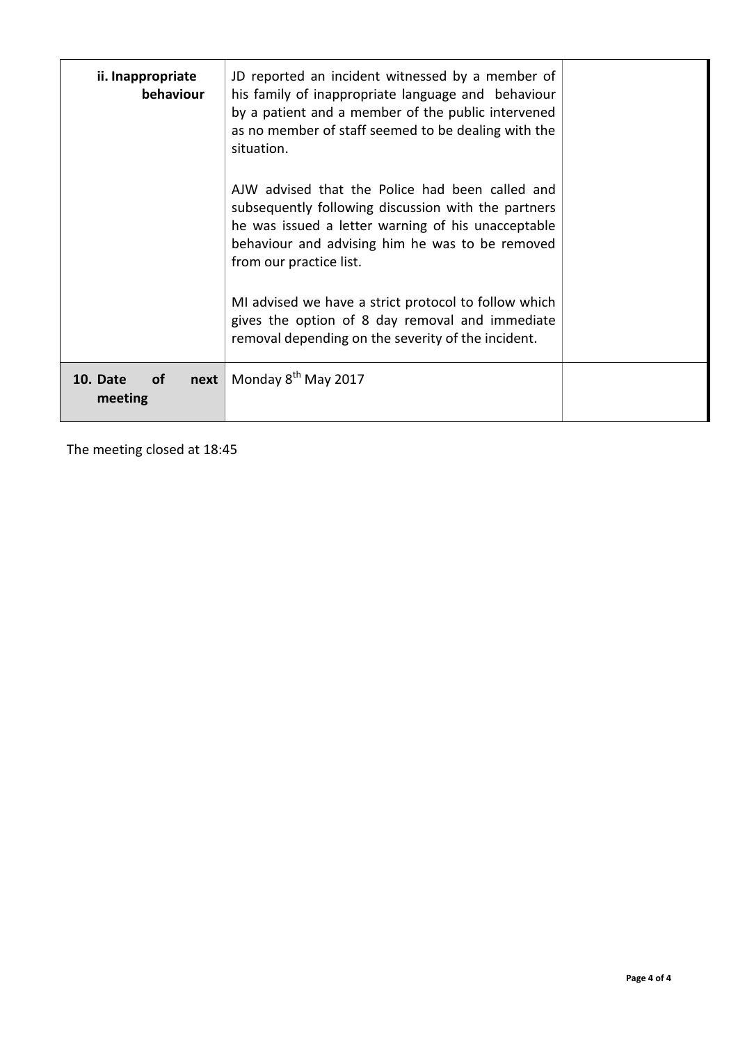| | | |
|---|---|---|
| **ii. Inappropriate behaviour** | JD reported an incident witnessed by a member of his family of inappropriate language and behaviour by a patient and a member of the public intervened as no member of staff seemed to be dealing with the situation.<br><br>AJW advised that the Police had been called and subsequently following discussion with the partners he was issued a letter warning of his unacceptable behaviour and advising him he was to be removed from our practice list.<br><br>MI advised we have a strict protocol to follow which gives the option of 8 day removal and immediate removal depending on the severity of the incident. | |
| **10. Date of next meeting** | Monday 8th May 2017 | |

The meeting closed at 18:45